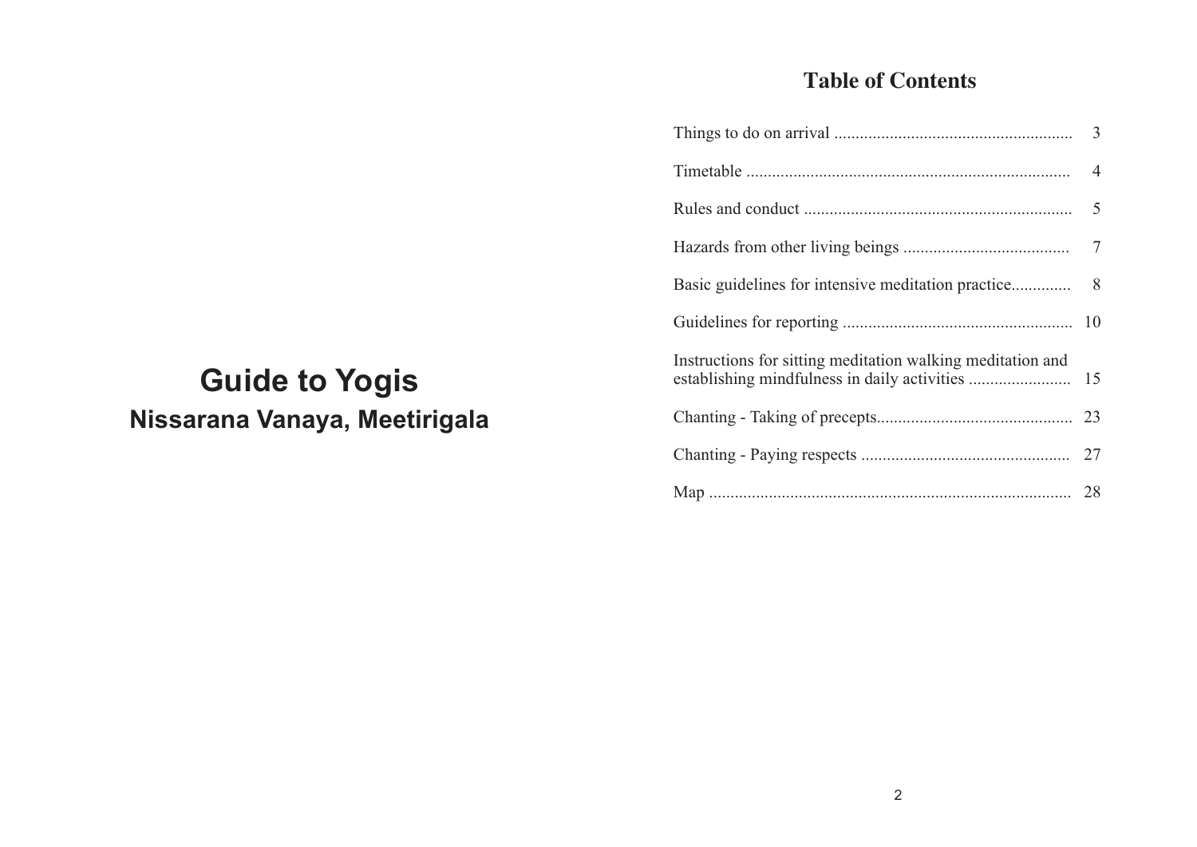# Guide to Yogis

## Nissarana Vanaya, Meetirigala

## Table of Contents

| | |
|---|---|
| Things to do on arrival | 3 |
| Timetable | 4 |
| Rules and conduct | 5 |
| Hazards from other living beings | 7 |
| Basic guidelines for intensive meditation practice | 8 |
| Guidelines for reporting | 10 |
| Instructions for sitting meditation walking meditation and establishing mindfulness in daily activities | 15 |
| Chanting - Taking of precepts | 23 |
| Chanting - Paying respects | 27 |
| Map | 28 |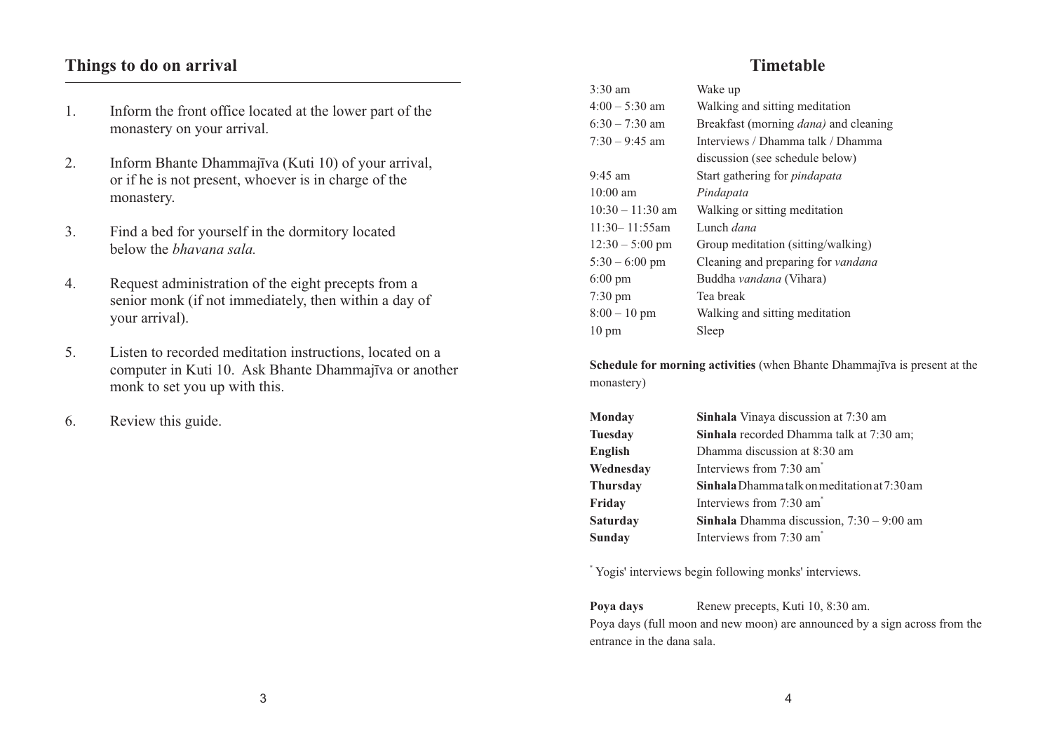## Things to do on arrival

1. Inform the front office located at the lower part of the monastery on your arrival.
2. Inform Bhante Dhammajīva (Kuti 10) of your arrival, or if he is not present, whoever is in charge of the monastery.
3. Find a bed for yourself in the dormitory located below the *bhavana sala.*
4. Request administration of the eight precepts from a senior monk (if not immediately, then within a day of your arrival).
5. Listen to recorded meditation instructions, located on a computer in Kuti 10. Ask Bhante Dhammajīva or another monk to set you up with this.
6. Review this guide.

## Timetable

| | |
|---|---|
| 3:30 am | Wake up |
| 4:00 – 5:30 am | Walking and sitting meditation |
| 6:30 – 7:30 am | Breakfast (morning *dana)* and cleaning |
| 7:30 – 9:45 am | Interviews / Dhamma talk / Dhamma discussion (see schedule below) |
| 9:45 am | Start gathering for *pindapata* |
| 10:00 am | *Pindapata* |
| 10:30 – 11:30 am | Walking or sitting meditation |
| 11:30– 11:55am | Lunch *dana* |
| 12:30 – 5:00 pm | Group meditation (sitting/walking) |
| 5:30 – 6:00 pm | Cleaning and preparing for *vandana* |
| 6:00 pm | Buddha *vandana* (Vihara) |
| 7:30 pm | Tea break |
| 8:00 – 10 pm | Walking and sitting meditation |
| 10 pm | Sleep |

**Schedule for morning activities** (when Bhante Dhammajīva is present at the monastery)

| | |
|---|---|
| **Monday** | **Sinhala** Vinaya discussion at 7:30 am |
| **Tuesday** | **Sinhala** recorded Dhamma talk at 7:30 am; |
| **English** | Dhamma discussion at 8:30 am |
| **Wednesday** | Interviews from 7:30 am* |
| **Thursday** | **Sinhala** Dhamma talk on meditation at 7:30 am |
| **Friday** | Interviews from 7:30 am* |
| **Saturday** | **Sinhala** Dhamma discussion, 7:30 – 9:00 am |
| **Sunday** | Interviews from 7:30 am* |

* Yogis' interviews begin following monks' interviews.

**Poya days** Renew precepts, Kuti 10, 8:30 am.
Poya days (full moon and new moon) are announced by a sign across from the entrance in the dana sala.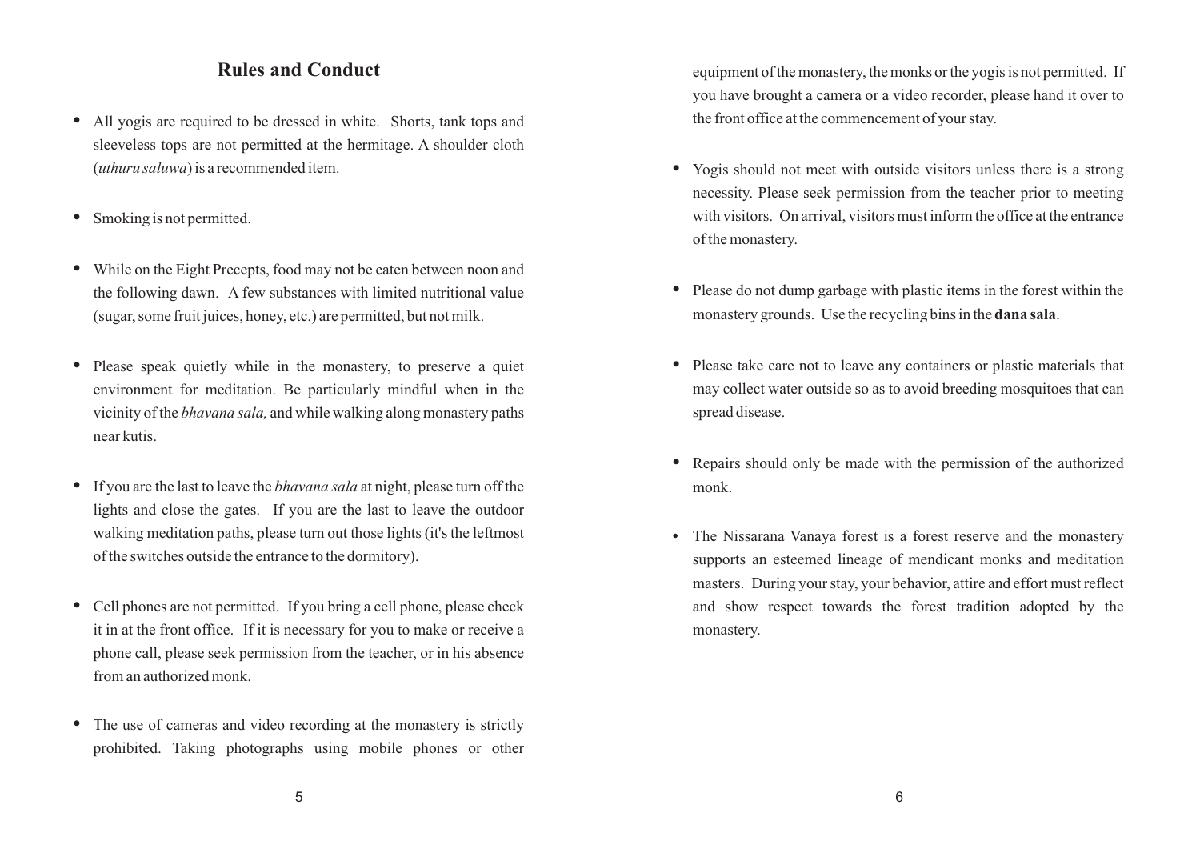## Rules and Conduct

- All yogis are required to be dressed in white. Shorts, tank tops and sleeveless tops are not permitted at the hermitage. A shoulder cloth (*uthuru saluwa*) is a recommended item.

- Smoking is not permitted.

- While on the Eight Precepts, food may not be eaten between noon and the following dawn. A few substances with limited nutritional value (sugar, some fruit juices, honey, etc.) are permitted, but not milk.

- Please speak quietly while in the monastery, to preserve a quiet environment for meditation. Be particularly mindful when in the vicinity of the *bhavana sala,* and while walking along monastery paths near kutis.

- If you are the last to leave the *bhavana sala* at night, please turn off the lights and close the gates. If you are the last to leave the outdoor walking meditation paths, please turn out those lights (it's the leftmost of the switches outside the entrance to the dormitory).

- Cell phones are not permitted. If you bring a cell phone, please check it in at the front office. If it is necessary for you to make or receive a phone call, please seek permission from the teacher, or in his absence from an authorized monk.

- The use of cameras and video recording at the monastery is strictly prohibited. Taking photographs using mobile phones or other equipment of the monastery, the monks or the yogis is not permitted. If you have brought a camera or a video recorder, please hand it over to the front office at the commencement of your stay.

- Yogis should not meet with outside visitors unless there is a strong necessity. Please seek permission from the teacher prior to meeting with visitors. On arrival, visitors must inform the office at the entrance of the monastery.

- Please do not dump garbage with plastic items in the forest within the monastery grounds. Use the recycling bins in the **dana sala**.

- Please take care not to leave any containers or plastic materials that may collect water outside so as to avoid breeding mosquitoes that can spread disease.

- Repairs should only be made with the permission of the authorized monk.

- The Nissarana Vanaya forest is a forest reserve and the monastery supports an esteemed lineage of mendicant monks and meditation masters. During your stay, your behavior, attire and effort must reflect and show respect towards the forest tradition adopted by the monastery.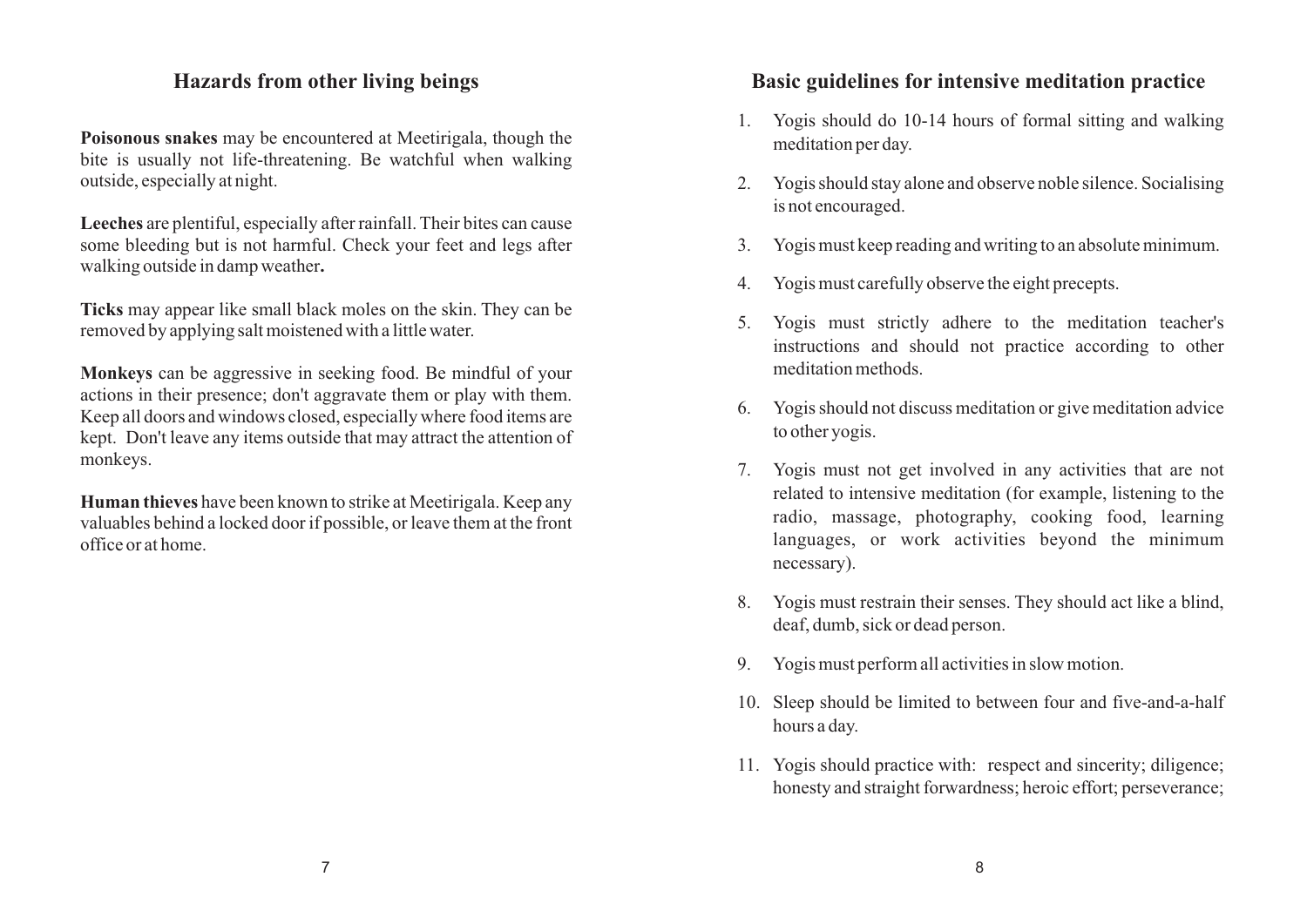## Hazards from other living beings

**Poisonous snakes** may be encountered at Meetirigala, though the bite is usually not life-threatening. Be watchful when walking outside, especially at night.

**Leeches** are plentiful, especially after rainfall. Their bites can cause some bleeding but is not harmful. Check your feet and legs after walking outside in damp weather**.**

**Ticks** may appear like small black moles on the skin. They can be removed by applying salt moistened with a little water.

**Monkeys** can be aggressive in seeking food. Be mindful of your actions in their presence; don't aggravate them or play with them. Keep all doors and windows closed, especially where food items are kept. Don't leave any items outside that may attract the attention of monkeys.

**Human thieves** have been known to strike at Meetirigala. Keep any valuables behind a locked door if possible, or leave them at the front office or at home.

## Basic guidelines for intensive meditation practice

1. Yogis should do 10-14 hours of formal sitting and walking meditation per day.
2. Yogis should stay alone and observe noble silence. Socialising is not encouraged.
3. Yogis must keep reading and writing to an absolute minimum.
4. Yogis must carefully observe the eight precepts.
5. Yogis must strictly adhere to the meditation teacher's instructions and should not practice according to other meditation methods.
6. Yogis should not discuss meditation or give meditation advice to other yogis.
7. Yogis must not get involved in any activities that are not related to intensive meditation (for example, listening to the radio, massage, photography, cooking food, learning languages, or work activities beyond the minimum necessary).
8. Yogis must restrain their senses. They should act like a blind, deaf, dumb, sick or dead person.
9. Yogis must perform all activities in slow motion.
10. Sleep should be limited to between four and five-and-a-half hours a day.
11. Yogis should practice with: respect and sincerity; diligence; honesty and straight forwardness; heroic effort; perseverance;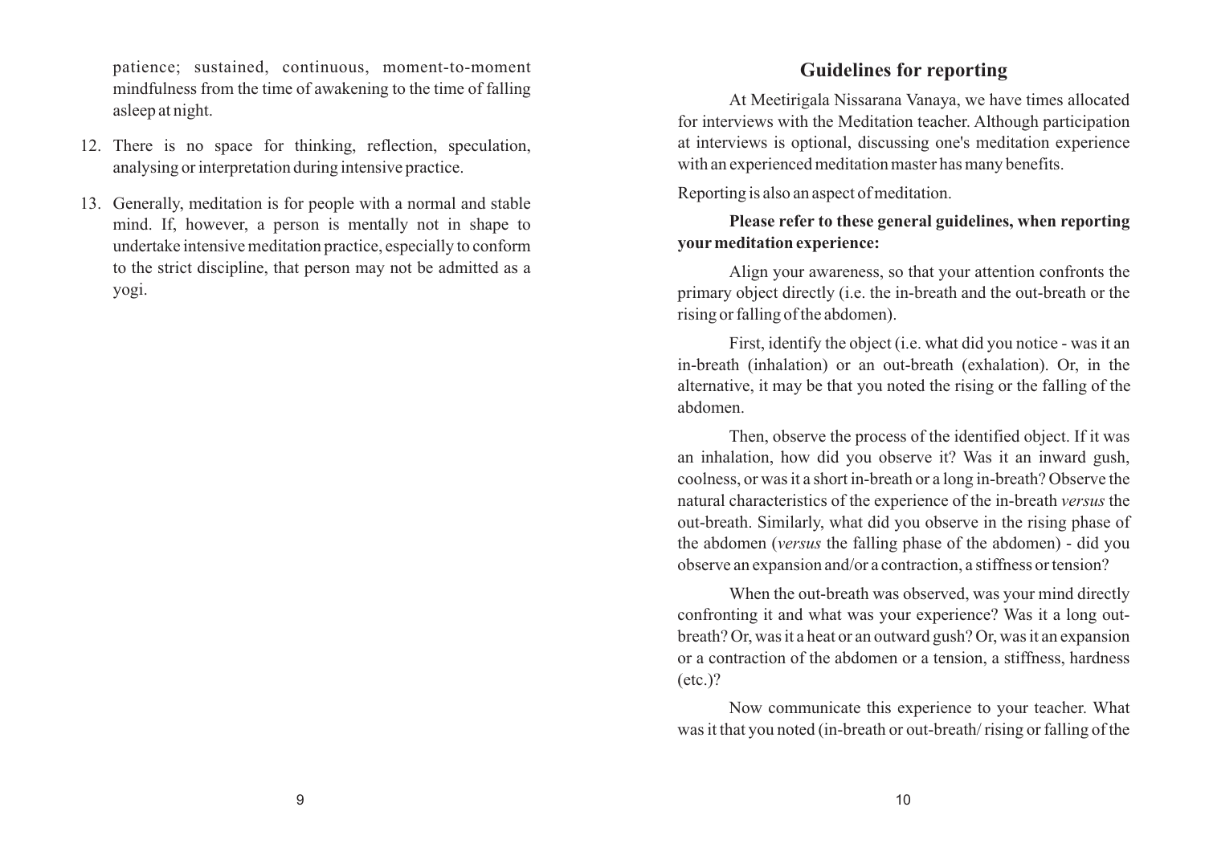patience; sustained, continuous, moment-to-moment mindfulness from the time of awakening to the time of falling asleep at night.

12. There is no space for thinking, reflection, speculation, analysing or interpretation during intensive practice.

13. Generally, meditation is for people with a normal and stable mind. If, however, a person is mentally not in shape to undertake intensive meditation practice, especially to conform to the strict discipline, that person may not be admitted as a yogi.

## Guidelines for reporting

At Meetirigala Nissarana Vanaya, we have times allocated for interviews with the Meditation teacher. Although participation at interviews is optional, discussing one's meditation experience with an experienced meditation master has many benefits.

Reporting is also an aspect of meditation.

**Please refer to these general guidelines, when reporting your meditation experience:**

Align your awareness, so that your attention confronts the primary object directly (i.e. the in-breath and the out-breath or the rising or falling of the abdomen).

First, identify the object (i.e. what did you notice - was it an in-breath (inhalation) or an out-breath (exhalation). Or, in the alternative, it may be that you noted the rising or the falling of the abdomen.

Then, observe the process of the identified object. If it was an inhalation, how did you observe it? Was it an inward gush, coolness, or was it a short in-breath or a long in-breath? Observe the natural characteristics of the experience of the in-breath *versus* the out-breath. Similarly, what did you observe in the rising phase of the abdomen (*versus* the falling phase of the abdomen) - did you observe an expansion and/or a contraction, a stiffness or tension?

When the out-breath was observed, was your mind directly confronting it and what was your experience? Was it a long out-breath? Or, was it a heat or an outward gush? Or, was it an expansion or a contraction of the abdomen or a tension, a stiffness, hardness (etc.)?

Now communicate this experience to your teacher. What was it that you noted (in-breath or out-breath/ rising or falling of the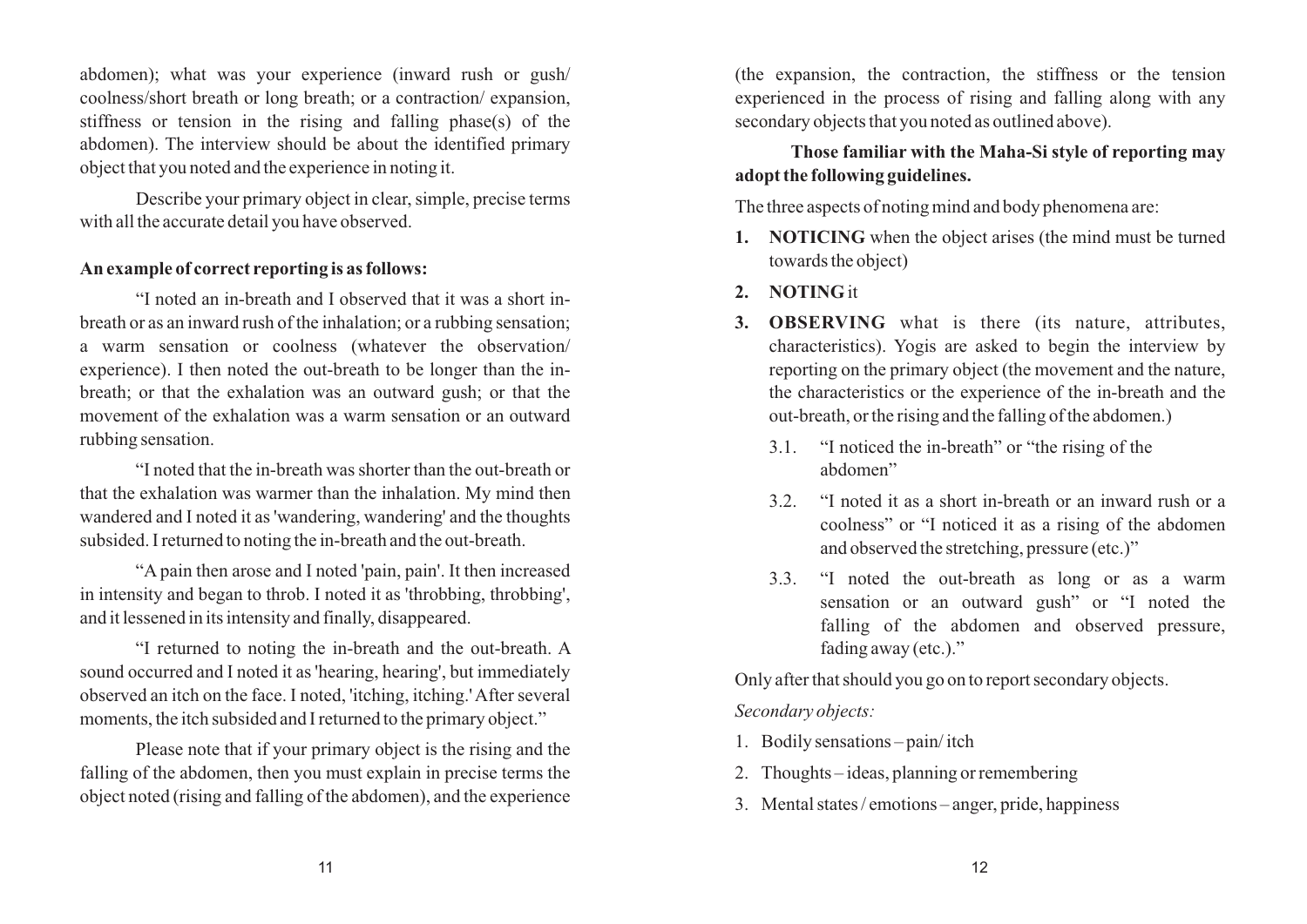abdomen); what was your experience (inward rush or gush/ coolness/short breath or long breath; or a contraction/ expansion, stiffness or tension in the rising and falling phase(s) of the abdomen). The interview should be about the identified primary object that you noted and the experience in noting it.

Describe your primary object in clear, simple, precise terms with all the accurate detail you have observed.

**An example of correct reporting is as follows:**

"I noted an in-breath and I observed that it was a short in-breath or as an inward rush of the inhalation; or a rubbing sensation; a warm sensation or coolness (whatever the observation/ experience). I then noted the out-breath to be longer than the in-breath; or that the exhalation was an outward gush; or that the movement of the exhalation was a warm sensation or an outward rubbing sensation.

"I noted that the in-breath was shorter than the out-breath or that the exhalation was warmer than the inhalation. My mind then wandered and I noted it as 'wandering, wandering' and the thoughts subsided. I returned to noting the in-breath and the out-breath.

"A pain then arose and I noted 'pain, pain'. It then increased in intensity and began to throb. I noted it as 'throbbing, throbbing', and it lessened in its intensity and finally, disappeared.

"I returned to noting the in-breath and the out-breath. A sound occurred and I noted it as 'hearing, hearing', but immediately observed an itch on the face. I noted, 'itching, itching.' After several moments, the itch subsided and I returned to the primary object."

Please note that if your primary object is the rising and the falling of the abdomen, then you must explain in precise terms the object noted (rising and falling of the abdomen), and the experience (the expansion, the contraction, the stiffness or the tension experienced in the process of rising and falling along with any secondary objects that you noted as outlined above).

**Those familiar with the Maha-Si style of reporting may adopt the following guidelines.**

The three aspects of noting mind and body phenomena are:

1. **NOTICING** when the object arises (the mind must be turned towards the object)
2. **NOTING** it
3. **OBSERVING** what is there (its nature, attributes, characteristics). Yogis are asked to begin the interview by reporting on the primary object (the movement and the nature, the characteristics or the experience of the in-breath and the out-breath, or the rising and the falling of the abdomen.)
   - 3.1. "I noticed the in-breath" or "the rising of the abdomen"
   - 3.2. "I noted it as a short in-breath or an inward rush or a coolness" or "I noticed it as a rising of the abdomen and observed the stretching, pressure (etc.)"
   - 3.3. "I noted the out-breath as long or as a warm sensation or an outward gush" or "I noted the falling of the abdomen and observed pressure, fading away (etc.)."

Only after that should you go on to report secondary objects.

*Secondary objects:*

1. Bodily sensations – pain/ itch
2. Thoughts – ideas, planning or remembering
3. Mental states / emotions – anger, pride, happiness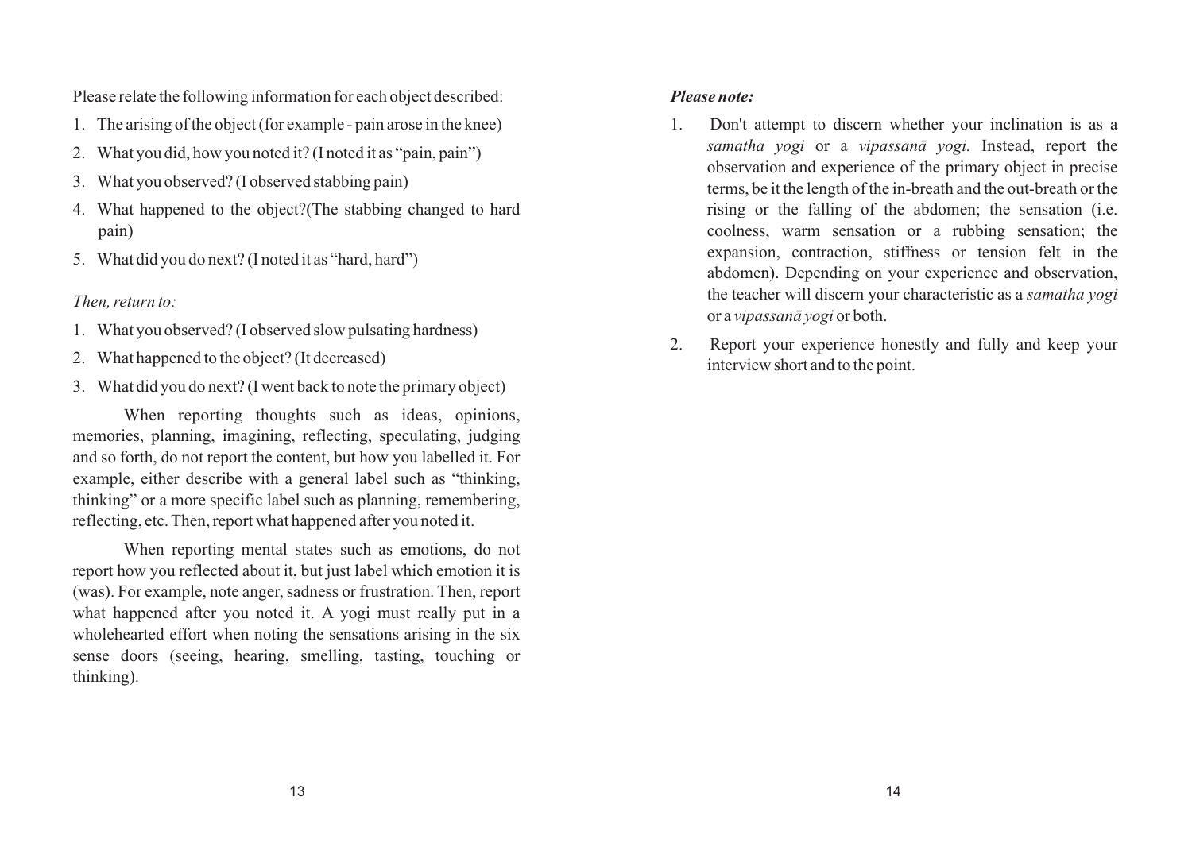Please relate the following information for each object described:

1. The arising of the object (for example - pain arose in the knee)
2. What you did, how you noted it? (I noted it as "pain, pain")
3. What you observed? (I observed stabbing pain)
4. What happened to the object?(The stabbing changed to hard pain)
5. What did you do next? (I noted it as "hard, hard")

*Then, return to:*

1. What you observed? (I observed slow pulsating hardness)
2. What happened to the object? (It decreased)
3. What did you do next? (I went back to note the primary object)

When reporting thoughts such as ideas, opinions, memories, planning, imagining, reflecting, speculating, judging and so forth, do not report the content, but how you labelled it. For example, either describe with a general label such as "thinking, thinking" or a more specific label such as planning, remembering, reflecting, etc. Then, report what happened after you noted it.

When reporting mental states such as emotions, do not report how you reflected about it, but just label which emotion it is (was). For example, note anger, sadness or frustration. Then, report what happened after you noted it. A yogi must really put in a wholehearted effort when noting the sensations arising in the six sense doors (seeing, hearing, smelling, tasting, touching or thinking).

***Please note:***

1. Don't attempt to discern whether your inclination is as a *samatha yogi* or a *vipassanā yogi.* Instead, report the observation and experience of the primary object in precise terms, be it the length of the in-breath and the out-breath or the rising or the falling of the abdomen; the sensation (i.e. coolness, warm sensation or a rubbing sensation; the expansion, contraction, stiffness or tension felt in the abdomen). Depending on your experience and observation, the teacher will discern your characteristic as a *samatha yogi* or a *vipassanā yogi* or both.
2. Report your experience honestly and fully and keep your interview short and to the point.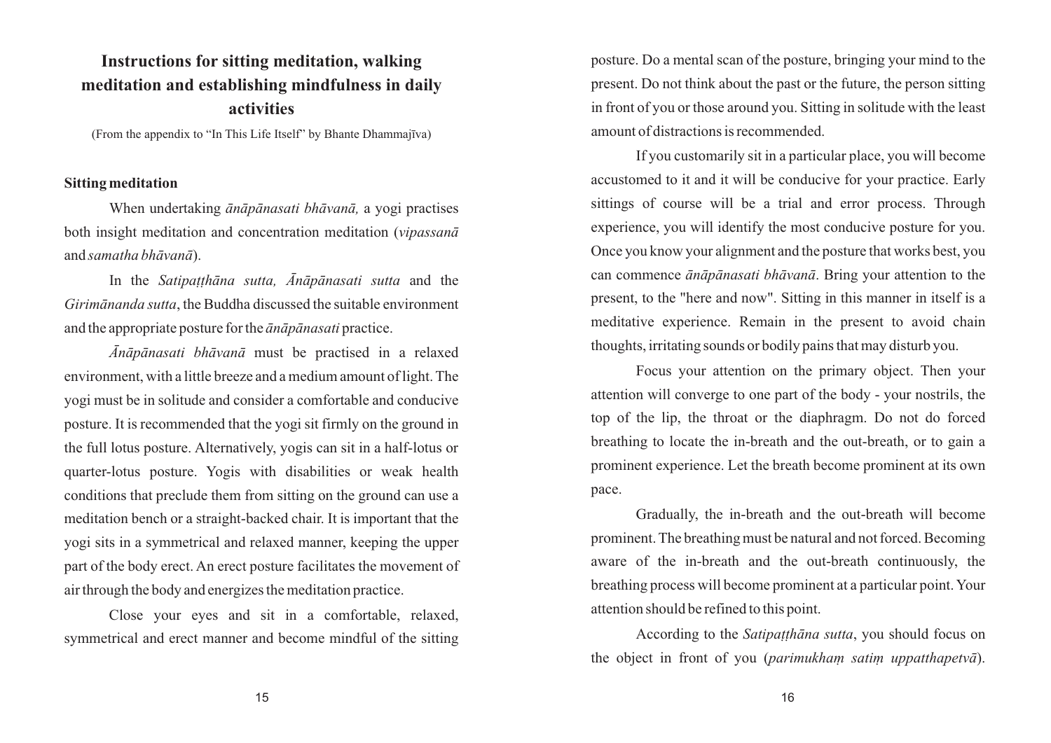## Instructions for sitting meditation, walking meditation and establishing mindfulness in daily activities

(From the appendix to "In This Life Itself" by Bhante Dhammajīva)

### Sitting meditation

When undertaking *ānāpānasati bhāvanā,* a yogi practises both insight meditation and concentration meditation (*vipassanā* and *samatha bhāvanā*).

In the *Satipaṭṭhāna sutta, Ānāpānasati sutta* and the *Girimānanda sutta*, the Buddha discussed the suitable environment and the appropriate posture for the *ānāpānasati* practice.

*Ānāpānasati bhāvanā* must be practised in a relaxed environment, with a little breeze and a medium amount of light. The yogi must be in solitude and consider a comfortable and conducive posture. It is recommended that the yogi sit firmly on the ground in the full lotus posture. Alternatively, yogis can sit in a half-lotus or quarter-lotus posture. Yogis with disabilities or weak health conditions that preclude them from sitting on the ground can use a meditation bench or a straight-backed chair. It is important that the yogi sits in a symmetrical and relaxed manner, keeping the upper part of the body erect. An erect posture facilitates the movement of air through the body and energizes the meditation practice.

Close your eyes and sit in a comfortable, relaxed, symmetrical and erect manner and become mindful of the sitting posture. Do a mental scan of the posture, bringing your mind to the present. Do not think about the past or the future, the person sitting in front of you or those around you. Sitting in solitude with the least amount of distractions is recommended.

If you customarily sit in a particular place, you will become accustomed to it and it will be conducive for your practice. Early sittings of course will be a trial and error process. Through experience, you will identify the most conducive posture for you. Once you know your alignment and the posture that works best, you can commence *ānāpānasati bhāvanā*. Bring your attention to the present, to the "here and now". Sitting in this manner in itself is a meditative experience. Remain in the present to avoid chain thoughts, irritating sounds or bodily pains that may disturb you.

Focus your attention on the primary object. Then your attention will converge to one part of the body - your nostrils, the top of the lip, the throat or the diaphragm. Do not do forced breathing to locate the in-breath and the out-breath, or to gain a prominent experience. Let the breath become prominent at its own pace.

Gradually, the in-breath and the out-breath will become prominent. The breathing must be natural and not forced. Becoming aware of the in-breath and the out-breath continuously, the breathing process will become prominent at a particular point. Your attention should be refined to this point.

According to the *Satipaṭṭhāna sutta*, you should focus on the object in front of you (*parimukhaṃ satiṃ uppatthapetvā*).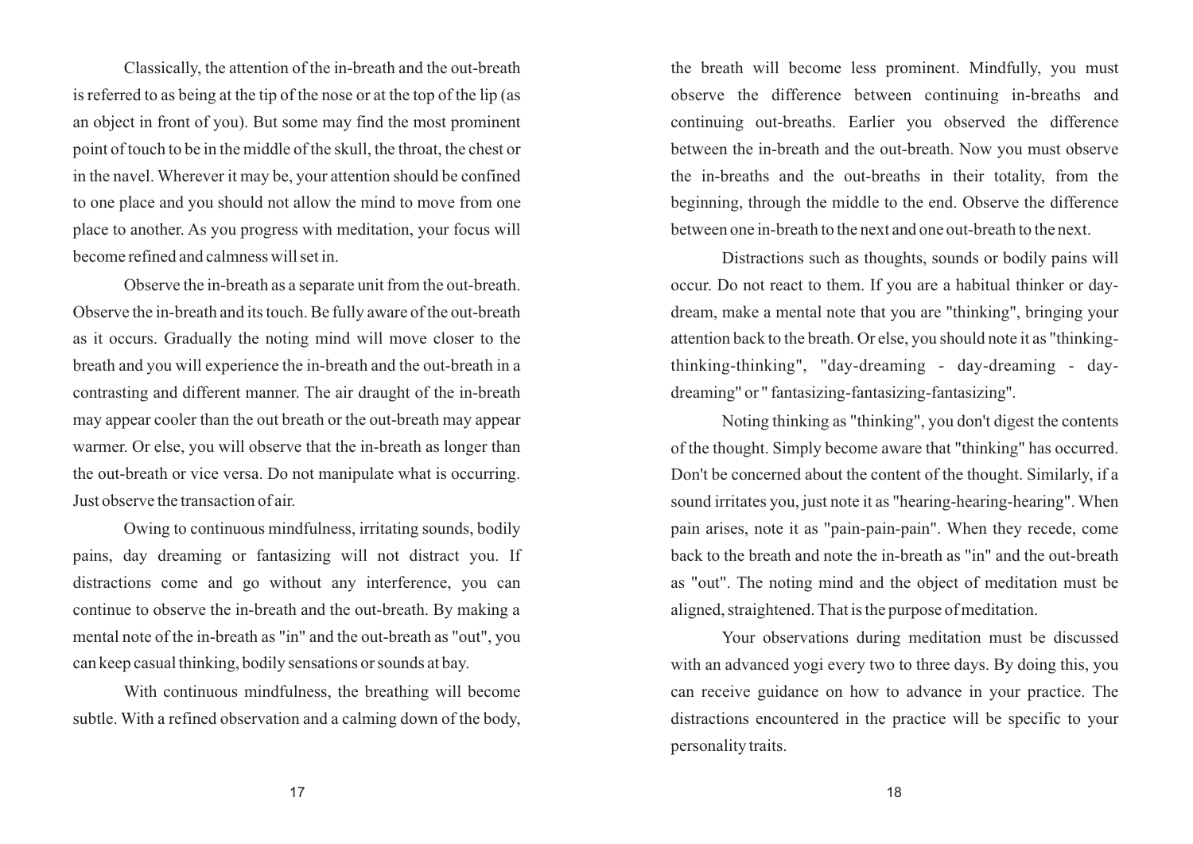Classically, the attention of the in-breath and the out-breath is referred to as being at the tip of the nose or at the top of the lip (as an object in front of you). But some may find the most prominent point of touch to be in the middle of the skull, the throat, the chest or in the navel. Wherever it may be, your attention should be confined to one place and you should not allow the mind to move from one place to another. As you progress with meditation, your focus will become refined and calmness will set in.

Observe the in-breath as a separate unit from the out-breath. Observe the in-breath and its touch. Be fully aware of the out-breath as it occurs. Gradually the noting mind will move closer to the breath and you will experience the in-breath and the out-breath in a contrasting and different manner. The air draught of the in-breath may appear cooler than the out breath or the out-breath may appear warmer. Or else, you will observe that the in-breath as longer than the out-breath or vice versa. Do not manipulate what is occurring. Just observe the transaction of air.

Owing to continuous mindfulness, irritating sounds, bodily pains, day dreaming or fantasizing will not distract you. If distractions come and go without any interference, you can continue to observe the in-breath and the out-breath. By making a mental note of the in-breath as "in" and the out-breath as "out", you can keep casual thinking, bodily sensations or sounds at bay.

With continuous mindfulness, the breathing will become subtle. With a refined observation and a calming down of the body, the breath will become less prominent. Mindfully, you must observe the difference between continuing in-breaths and continuing out-breaths. Earlier you observed the difference between the in-breath and the out-breath. Now you must observe the in-breaths and the out-breaths in their totality, from the beginning, through the middle to the end. Observe the difference between one in-breath to the next and one out-breath to the next.

Distractions such as thoughts, sounds or bodily pains will occur. Do not react to them. If you are a habitual thinker or day-dream, make a mental note that you are "thinking", bringing your attention back to the breath. Or else, you should note it as "thinking-thinking-thinking", "day-dreaming - day-dreaming - day-dreaming" or " fantasizing-fantasizing-fantasizing".

Noting thinking as "thinking", you don't digest the contents of the thought. Simply become aware that "thinking" has occurred. Don't be concerned about the content of the thought. Similarly, if a sound irritates you, just note it as "hearing-hearing-hearing". When pain arises, note it as "pain-pain-pain". When they recede, come back to the breath and note the in-breath as "in" and the out-breath as "out". The noting mind and the object of meditation must be aligned, straightened. That is the purpose of meditation.

Your observations during meditation must be discussed with an advanced yogi every two to three days. By doing this, you can receive guidance on how to advance in your practice. The distractions encountered in the practice will be specific to your personality traits.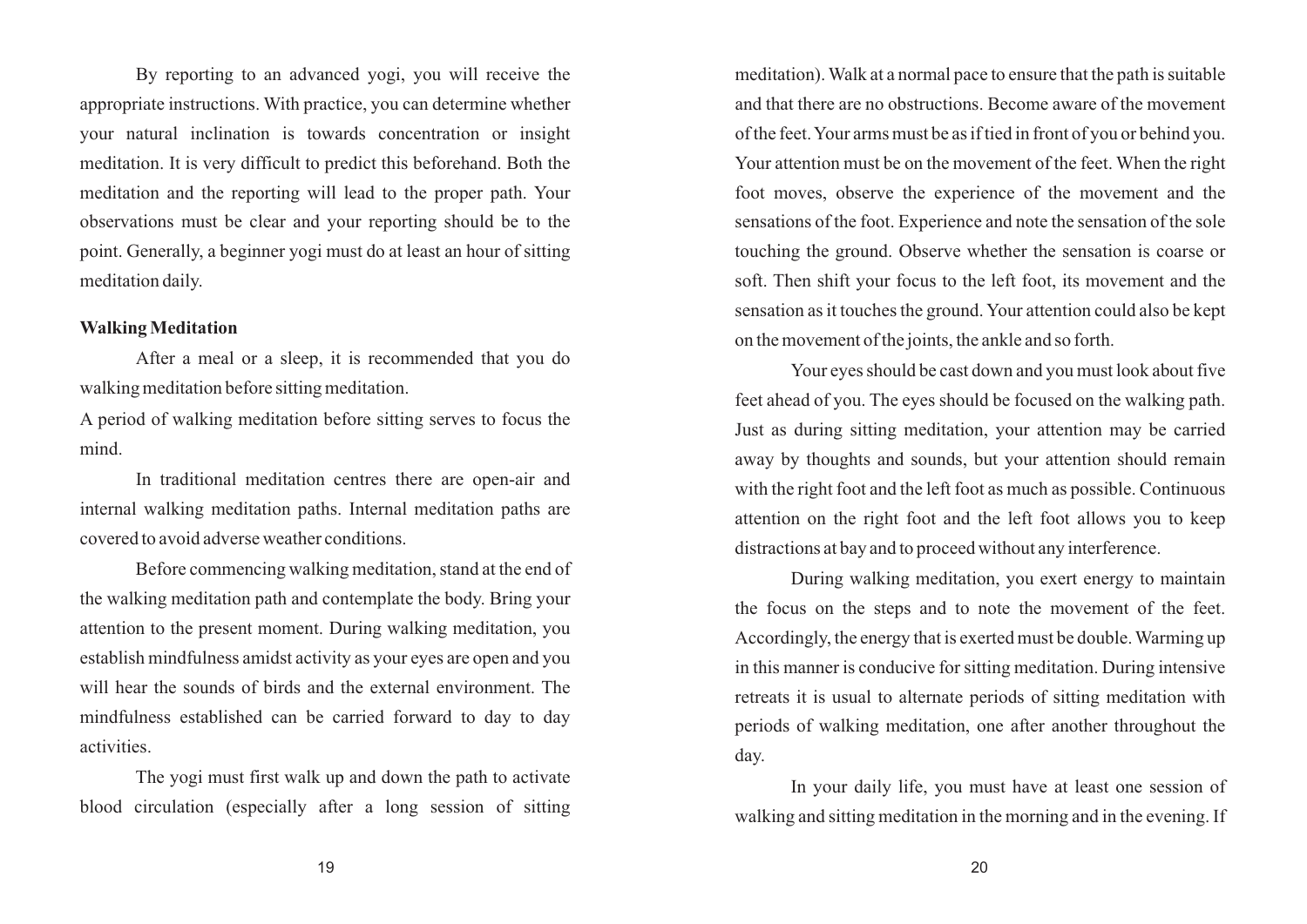By reporting to an advanced yogi, you will receive the appropriate instructions. With practice, you can determine whether your natural inclination is towards concentration or insight meditation. It is very difficult to predict this beforehand. Both the meditation and the reporting will lead to the proper path. Your observations must be clear and your reporting should be to the point. Generally, a beginner yogi must do at least an hour of sitting meditation daily.

**Walking Meditation**

After a meal or a sleep, it is recommended that you do walking meditation before sitting meditation.

A period of walking meditation before sitting serves to focus the mind.

In traditional meditation centres there are open-air and internal walking meditation paths. Internal meditation paths are covered to avoid adverse weather conditions.

Before commencing walking meditation, stand at the end of the walking meditation path and contemplate the body. Bring your attention to the present moment. During walking meditation, you establish mindfulness amidst activity as your eyes are open and you will hear the sounds of birds and the external environment. The mindfulness established can be carried forward to day to day activities.

The yogi must first walk up and down the path to activate blood circulation (especially after a long session of sitting meditation). Walk at a normal pace to ensure that the path is suitable and that there are no obstructions. Become aware of the movement of the feet. Your arms must be as if tied in front of you or behind you. Your attention must be on the movement of the feet. When the right foot moves, observe the experience of the movement and the sensations of the foot. Experience and note the sensation of the sole touching the ground. Observe whether the sensation is coarse or soft. Then shift your focus to the left foot, its movement and the sensation as it touches the ground. Your attention could also be kept on the movement of the joints, the ankle and so forth.

Your eyes should be cast down and you must look about five feet ahead of you. The eyes should be focused on the walking path. Just as during sitting meditation, your attention may be carried away by thoughts and sounds, but your attention should remain with the right foot and the left foot as much as possible. Continuous attention on the right foot and the left foot allows you to keep distractions at bay and to proceed without any interference.

During walking meditation, you exert energy to maintain the focus on the steps and to note the movement of the feet. Accordingly, the energy that is exerted must be double. Warming up in this manner is conducive for sitting meditation. During intensive retreats it is usual to alternate periods of sitting meditation with periods of walking meditation, one after another throughout the day.

In your daily life, you must have at least one session of walking and sitting meditation in the morning and in the evening. If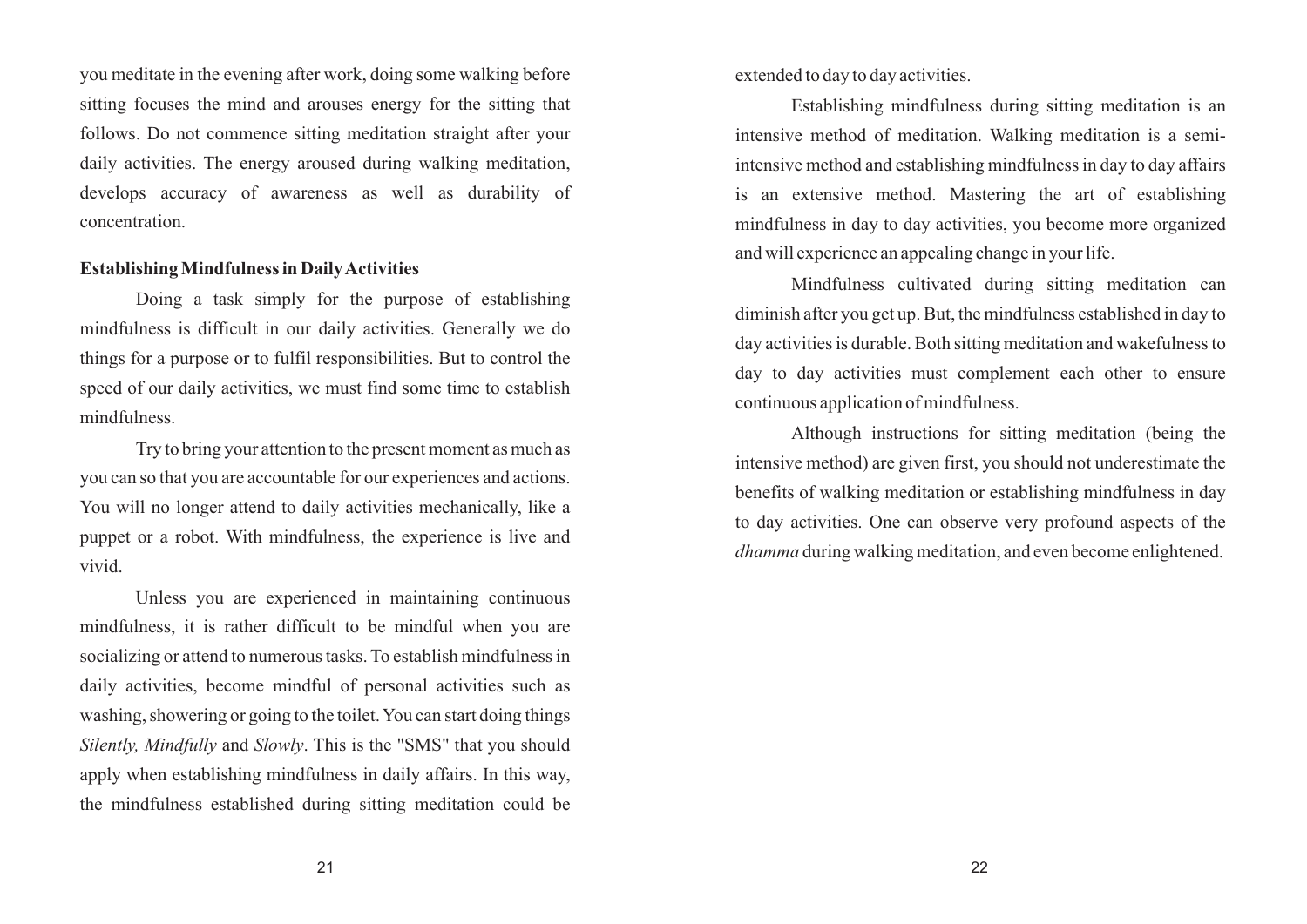you meditate in the evening after work, doing some walking before sitting focuses the mind and arouses energy for the sitting that follows. Do not commence sitting meditation straight after your daily activities. The energy aroused during walking meditation, develops accuracy of awareness as well as durability of concentration.

**Establishing Mindfulness in Daily Activities**

Doing a task simply for the purpose of establishing mindfulness is difficult in our daily activities. Generally we do things for a purpose or to fulfil responsibilities. But to control the speed of our daily activities, we must find some time to establish mindfulness.

Try to bring your attention to the present moment as much as you can so that you are accountable for our experiences and actions. You will no longer attend to daily activities mechanically, like a puppet or a robot. With mindfulness, the experience is live and vivid.

Unless you are experienced in maintaining continuous mindfulness, it is rather difficult to be mindful when you are socializing or attend to numerous tasks. To establish mindfulness in daily activities, become mindful of personal activities such as washing, showering or going to the toilet. You can start doing things *Silently, Mindfully* and *Slowly*. This is the "SMS" that you should apply when establishing mindfulness in daily affairs. In this way, the mindfulness established during sitting meditation could be extended to day to day activities.

Establishing mindfulness during sitting meditation is an intensive method of meditation. Walking meditation is a semi-intensive method and establishing mindfulness in day to day affairs is an extensive method. Mastering the art of establishing mindfulness in day to day activities, you become more organized and will experience an appealing change in your life.

Mindfulness cultivated during sitting meditation can diminish after you get up. But, the mindfulness established in day to day activities is durable. Both sitting meditation and wakefulness to day to day activities must complement each other to ensure continuous application of mindfulness.

Although instructions for sitting meditation (being the intensive method) are given first, you should not underestimate the benefits of walking meditation or establishing mindfulness in day to day activities. One can observe very profound aspects of the *dhamma* during walking meditation, and even become enlightened.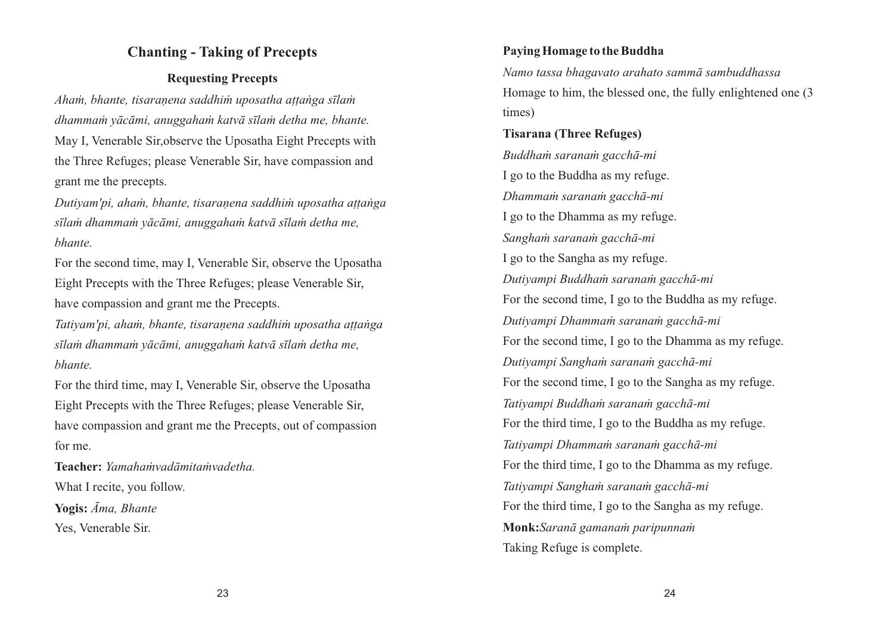## Chanting - Taking of Precepts

### Requesting Precepts

*Ahaṁ, bhante, tisaraṇena saddhiṁ uposatha aṭṭaṅga sīlaṁ dhammaṁ yācāmi, anuggahaṁ katvā sīlaṁ detha me, bhante.*

May I, Venerable Sir,observe the Uposatha Eight Precepts with the Three Refuges; please Venerable Sir, have compassion and grant me the precepts.

*Dutiyam'pi, ahaṁ, bhante, tisaraṇena saddhiṁ uposatha aṭṭaṅga sīlaṁ dhammaṁ yācāmi, anuggahaṁ katvā sīlaṁ detha me, bhante.*

For the second time, may I, Venerable Sir, observe the Uposatha Eight Precepts with the Three Refuges; please Venerable Sir, have compassion and grant me the Precepts.

*Tatiyam'pi, ahaṁ, bhante, tisaraṇena saddhiṁ uposatha aṭṭaṅga sīlaṁ dhammaṁ yācāmi, anuggahaṁ katvā sīlaṁ detha me, bhante.*

For the third time, may I, Venerable Sir, observe the Uposatha Eight Precepts with the Three Refuges; please Venerable Sir, have compassion and grant me the Precepts, out of compassion for me.

**Teacher:** *Yamahaṁvadāmitaṁvadetha.*

What I recite, you follow.

**Yogis:** *Āma, Bhante*

Yes, Venerable Sir.

**Paying Homage to the Buddha**

*Namo tassa bhagavato arahato sammā sambuddhassa*

Homage to him, the blessed one, the fully enlightened one (3 times)

**Tisarana (Three Refuges)**

*Buddhaṁ saranaṁ gacchā-mi*

I go to the Buddha as my refuge.

*Dhammaṁ saranaṁ gacchā-mi*

I go to the Dhamma as my refuge.

*Saṅghaṁ saranaṁ gacchā-mi*

I go to the Sangha as my refuge.

*Dutiyampi Buddhaṁ saranaṁ gacchā-mi*

For the second time, I go to the Buddha as my refuge.

*Dutiyampi Dhammaṁ saranaṁ gacchā-mi*

For the second time, I go to the Dhamma as my refuge.

*Dutiyampi Saṅghaṁ saranaṁ gacchā-mi*

For the second time, I go to the Sangha as my refuge.

*Tatiyampi Buddhaṁ saranaṁ gacchā-mi*

For the third time, I go to the Buddha as my refuge.

*Tatiyampi Dhammaṁ saranaṁ gacchā-mi*

For the third time, I go to the Dhamma as my refuge.

*Tatiyampi Saṅghaṁ saranaṁ gacchā-mi*

For the third time, I go to the Sangha as my refuge.

**Monk:** *Saranā gamanaṁ paripunnaṁ*

Taking Refuge is complete.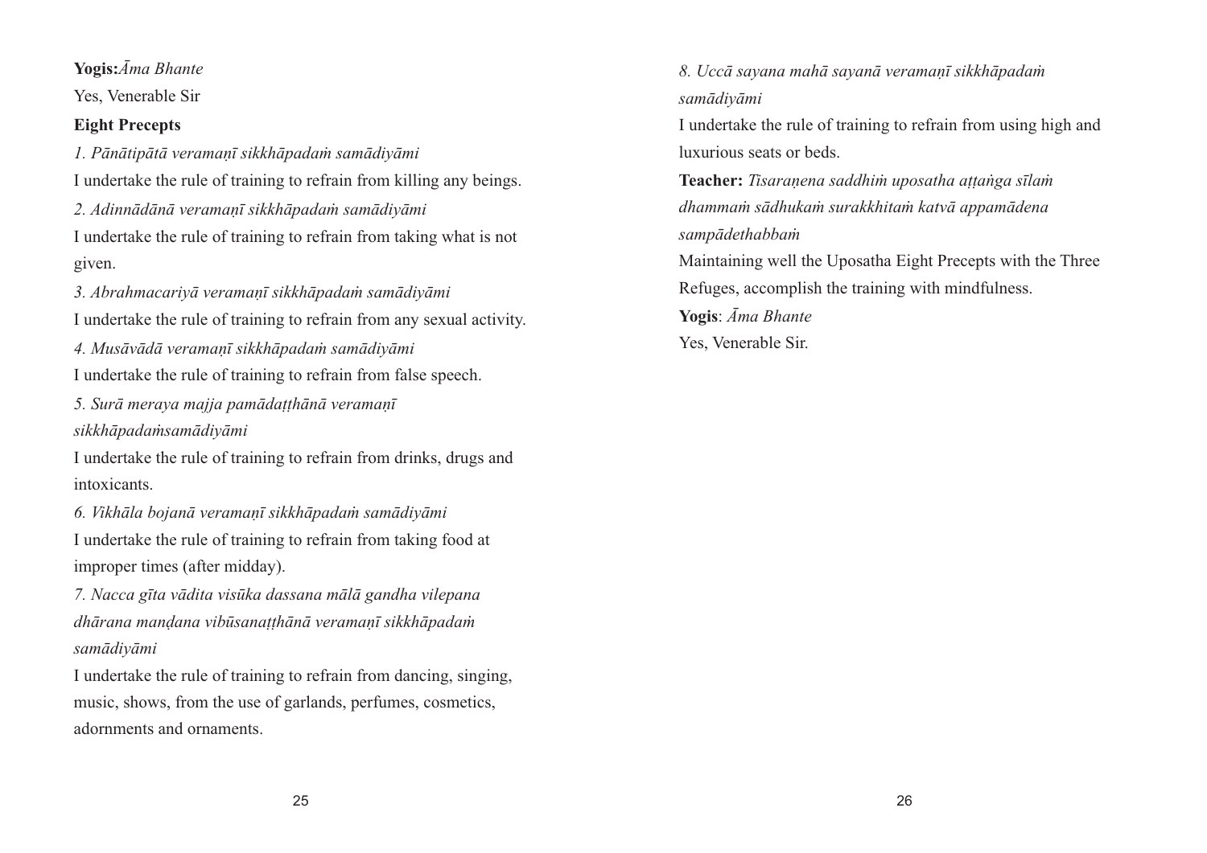**Yogis:** *Āma Bhante*

Yes, Venerable Sir

**Eight Precepts**

*1. Pānātipātā veramaṇī sikkhāpadaṁ samādiyāmi*

I undertake the rule of training to refrain from killing any beings.

*2. Adinnādānā veramaṇī sikkhāpadaṁ samādiyāmi*

I undertake the rule of training to refrain from taking what is not given.

*3. Abrahmacariyā veramaṇī sikkhāpadaṁ samādiyāmi*

I undertake the rule of training to refrain from any sexual activity.

*4. Musāvādā veramaṇī sikkhāpadaṁ samādiyāmi*

I undertake the rule of training to refrain from false speech.

*5. Surā meraya majja pamādaṭṭhānā veramaṇī sikkhāpadaṁsamādiyāmi*

I undertake the rule of training to refrain from drinks, drugs and intoxicants.

*6. Vikhāla bojanā veramaṇī sikkhāpadaṁ samādiyāmi*

I undertake the rule of training to refrain from taking food at improper times (after midday).

*7. Nacca gīta vādita visūka dassana mālā gandha vilepana dhārana maṇḍana vibūsanaṭṭhānā veramaṇī sikkhāpadaṁ samādiyāmi*

I undertake the rule of training to refrain from dancing, singing, music, shows, from the use of garlands, perfumes, cosmetics, adornments and ornaments.

*8. Uccā sayana mahā sayanā veramaṇī sikkhāpadaṁ samādiyāmi*

I undertake the rule of training to refrain from using high and luxurious seats or beds.

**Teacher:** *Tisaraṇena saddhiṁ uposatha aṭṭaṅga sīlaṁ dhammaṁ sādhukaṁ surakkhitaṁ katvā appamādena sampādethabbaṁ*

Maintaining well the Uposatha Eight Precepts with the Three Refuges, accomplish the training with mindfulness.

**Yogis**: *Āma Bhante*

Yes, Venerable Sir.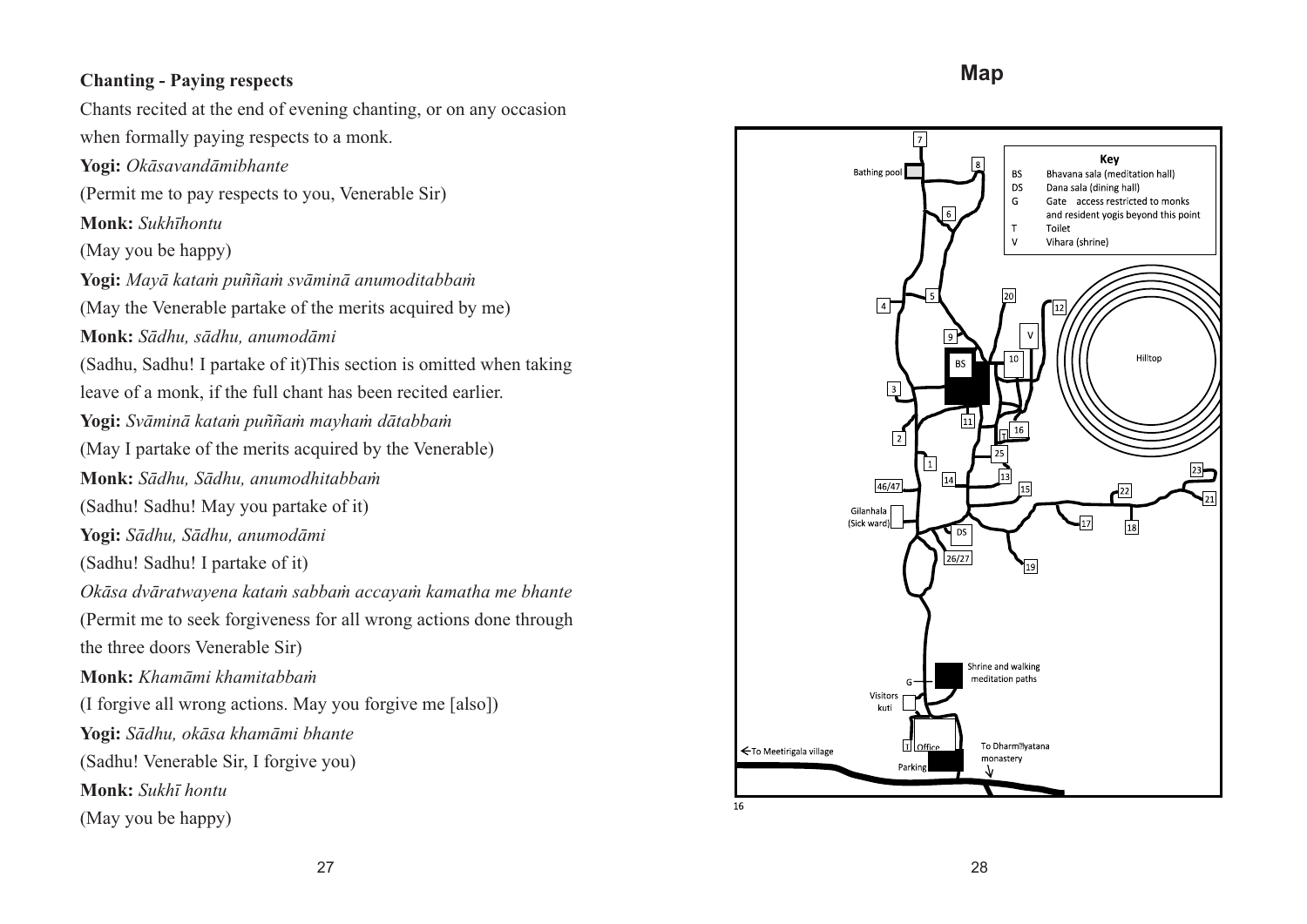**Chanting - Paying respects**

Chants recited at the end of evening chanting, or on any occasion when formally paying respects to a monk.

**Yogi:** *Okāsavandāmibhante*

(Permit me to pay respects to you, Venerable Sir)

**Monk:** *Sukhīhontu*

(May you be happy)

**Yogi:** *Mayā kataṁ puññaṁ svāminā anumoditabbaṁ*

(May the Venerable partake of the merits acquired by me)

**Monk:** *Sādhu, sādhu, anumodāmi*

(Sadhu, Sadhu! I partake of it)This section is omitted when taking leave of a monk, if the full chant has been recited earlier.

**Yogi:** *Svāminā kataṁ puññaṁ mayhaṁ dātabbaṁ*

(May I partake of the merits acquired by the Venerable)

**Monk:** *Sādhu, Sādhu, anumodhitabbaṁ*

(Sadhu! Sadhu! May you partake of it)

**Yogi:** *Sādhu, Sādhu, anumodāmi*

(Sadhu! Sadhu! I partake of it)

*Okāsa dvāratwayena kataṁ sabbaṁ accayaṁ kamatha me bhante*

(Permit me to seek forgiveness for all wrong actions done through the three doors Venerable Sir)

**Monk:** *Khamāmi khamitabbaṁ*

(I forgive all wrong actions. May you forgive me [also])

**Yogi:** *Sādhu, okāsa khamāmi bhante*

(Sadhu! Venerable Sir, I forgive you)

**Monk:** *Sukhī hontu*

(May you be happy)

## Map

Key
BS Bhavana sala (meditation hall)
DS Dana sala (dining hall)
G Gate access restricted to monks and resident yogis beyond this point
T Toilet
V Vihara (shrine)

Bathing pool
Hilltop
Gilanhala (Sick ward)
Shrine and walking meditation paths
Visitors kuti
Office
Parking
←To Meetirigala village
To Dharmāyatana monastery

7 8 6 4 5 20 12 9 V BS 10 3 11 T 16 2 25 1 13 46/47 14 15 22 23 21 17 18 DS 26/27 19 G I

16